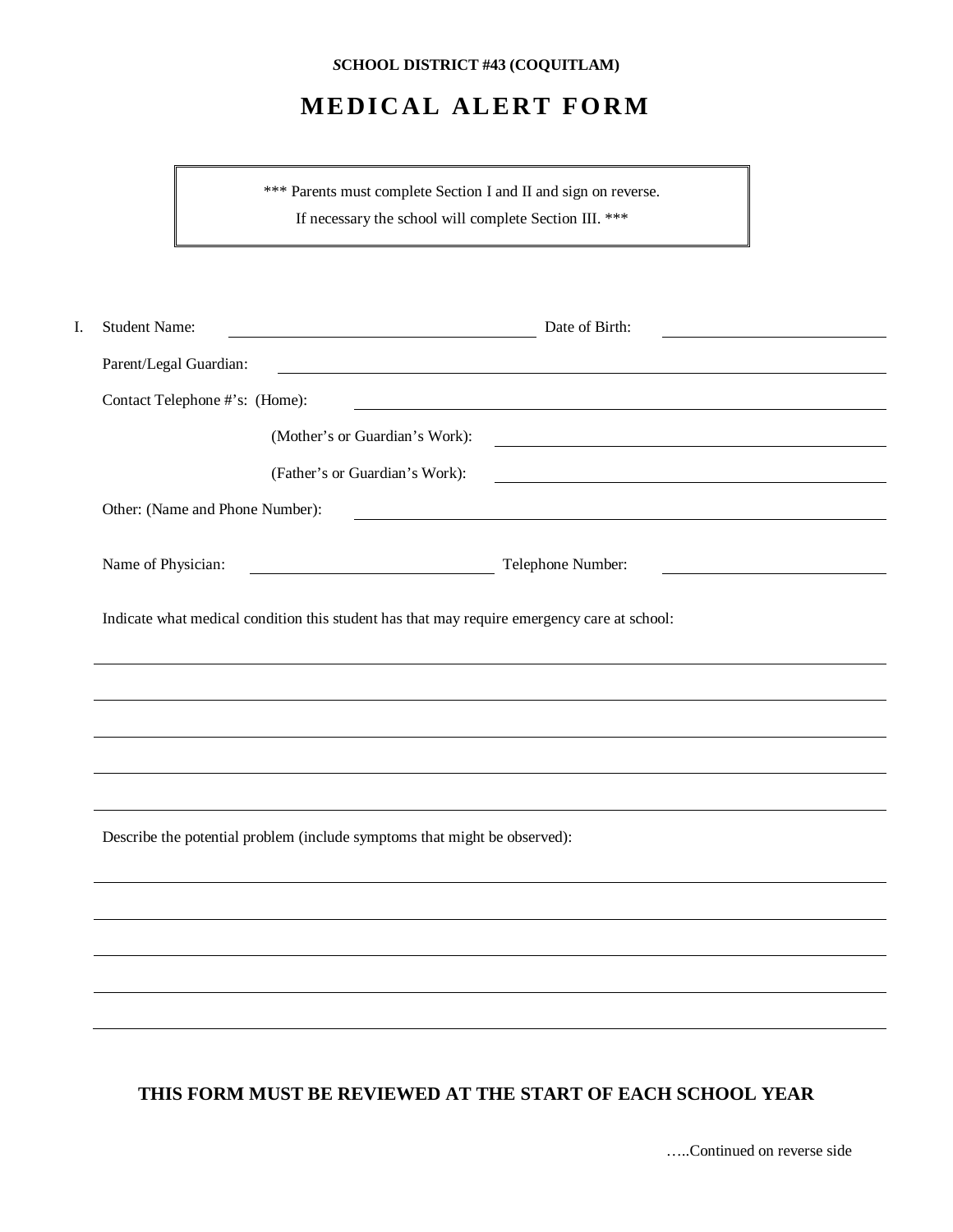**SCHOOL DISTRICT #43 (COQUITLAM)**

# MEDICAL ALERT FORM

> \*\*\* Parents must complete Section I and II and sign on reverse.
> If necessary the school will complete Section III. \*\*\*

I. Student Name: ______________________________ Date of Birth: ____________________

Parent/Legal Guardian: __________________________________________________

Contact Telephone #'s: (Home): __________________________________________

(Mother's or Guardian's Work): ____________________________

(Father's or Guardian's Work): ____________________________

Other: (Name and Phone Number): __________________________________________

Name of Physician: ______________________ Telephone Number: ____________________

Indicate what medical condition this student has that may require emergency care at school:

______________________________________________________________________________

______________________________________________________________________________

______________________________________________________________________________

______________________________________________________________________________

______________________________________________________________________________

Describe the potential problem (include symptoms that might be observed):

______________________________________________________________________________

______________________________________________________________________________

______________________________________________________________________________

______________________________________________________________________________

______________________________________________________________________________

**THIS FORM MUST BE REVIEWED AT THE START OF EACH SCHOOL YEAR**

…..Continued on reverse side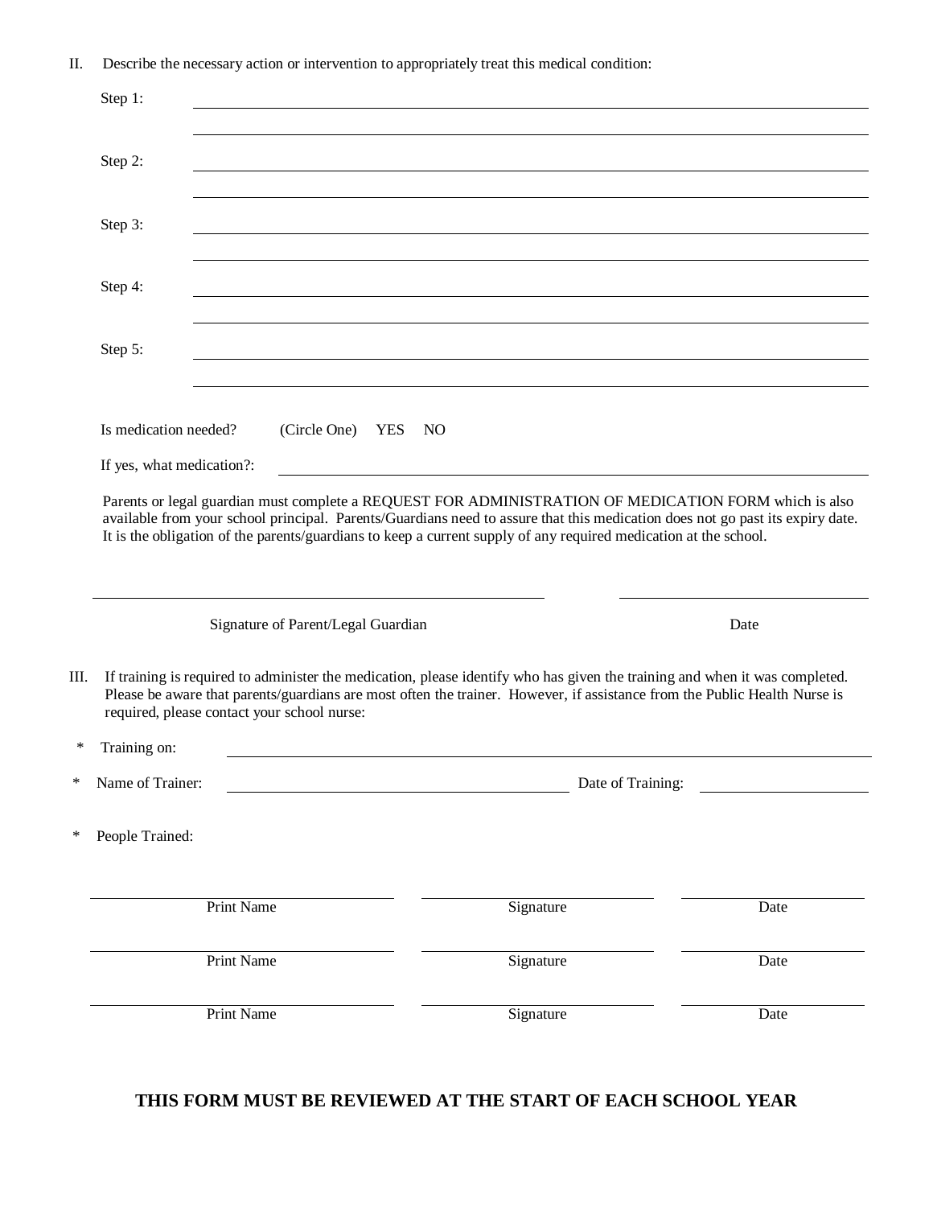II. Describe the necessary action or intervention to appropriately treat this medical condition:

Step 1: ______________________________________________

______________________________________________

Step 2: ______________________________________________

______________________________________________

Step 3: ______________________________________________

______________________________________________

Step 4: ______________________________________________

______________________________________________

Step 5: ______________________________________________

______________________________________________

Is medication needed? (Circle One) YES NO

If yes, what medication?: ______________________________________________

Parents or legal guardian must complete a REQUEST FOR ADMINISTRATION OF MEDICATION FORM which is also available from your school principal. Parents/Guardians need to assure that this medication does not go past its expiry date. It is the obligation of the parents/guardians to keep a current supply of any required medication at the school.

______________________________ ______________________________

Signature of Parent/Legal Guardian Date

III. If training is required to administer the medication, please identify who has given the training and when it was completed. Please be aware that parents/guardians are most often the trainer. However, if assistance from the Public Health Nurse is required, please contact your school nurse:

\* Training on: ______________________________________________

\* Name of Trainer: ______________________________ Date of Training: ______________

\* People Trained:

| | | |
|---|---|---|
| Print Name | Signature | Date |
| Print Name | Signature | Date |
| Print Name | Signature | Date |

**THIS FORM MUST BE REVIEWED AT THE START OF EACH SCHOOL YEAR**